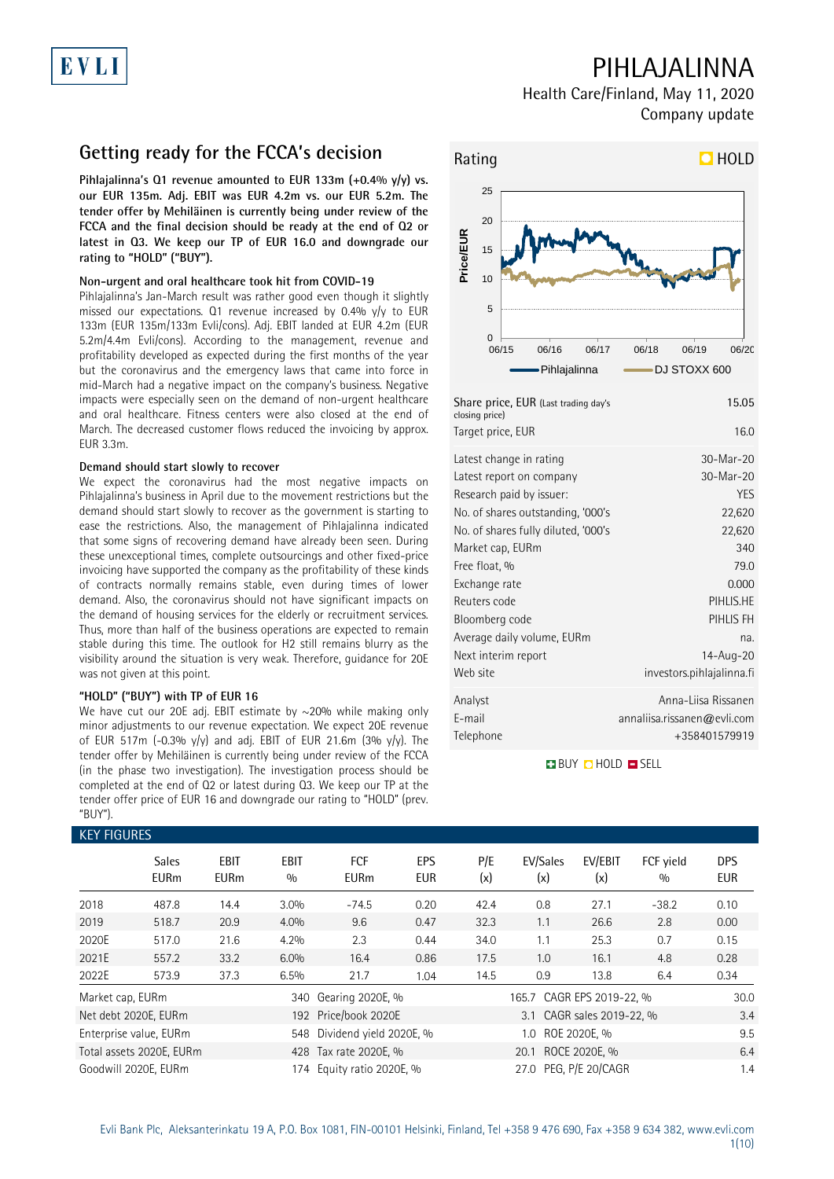# PIHLAJALINNA

Health Care/Finland, May 11, 2020

Company update

## Getting ready for the FCCA's decision

**Pihlajalinna's Q1 revenue amounted to EUR 133m (+0.4% y/y) vs. our EUR 135m. Adj. EBIT was EUR 4.2m vs. our EUR 5.2m. The tender offer by Mehiläinen is currently being under review of the FCCA and the final decision should be ready at the end of Q2 or latest in Q3. We keep our TP of EUR 16.0 and downgrade our rating to "HOLD" ("BUY").**

### Non-urgent and oral healthcare took hit from COVID-19

Pihlajalinna's Jan-March result was rather good even though it slightly missed our expectations. Q1 revenue increased by 0.4% y/y to EUR 133m (EUR 135m/133m Evli/cons). Adj. EBIT landed at EUR 4.2m (EUR 5.2m/4.4m Evli/cons). According to the management, revenue and profitability developed as expected during the first months of the year but the coronavirus and the emergency laws that came into force in mid-March had a negative impact on the company's business. Negative impacts were especially seen on the demand of non-urgent healthcare and oral healthcare. Fitness centers were also closed at the end of March. The decreased customer flows reduced the invoicing by approx. EUR 3.3m.

### Demand should start slowly to recover

We expect the coronavirus had the most negative impacts on Pihlajalinna's business in April due to the movement restrictions but the demand should start slowly to recover as the government is starting to ease the restrictions. Also, the management of Pihlajalinna indicated that some signs of recovering demand have already been seen. During these unexceptional times, complete outsourcings and other fixed-price invoicing have supported the company as the profitability of these kinds of contracts normally remains stable, even during times of lower demand. Also, the coronavirus should not have significant impacts on the demand of housing services for the elderly or recruitment services. Thus, more than half of the business operations are expected to remain stable during this time. The outlook for H2 still remains blurry as the visibility around the situation is very weak. Therefore, guidance for 20E was not given at this point.

### "HOLD" ("BUY") with TP of EUR 16

We have cut our 20E adj. EBIT estimate by ~20% while making only minor adjustments to our revenue expectation. We expect 20E revenue of EUR 517m (-0.3% y/y) and adj. EBIT of EUR 21.6m (3% y/y). The tender offer by Mehiläinen is currently being under review of the FCCA (in the phase two investigation). The investigation process should be completed at the end of Q2 or latest during Q3. We keep our TP at the tender offer price of EUR 16 and downgrade our rating to "HOLD" (prev. "BUY").

**Rating: HOLD**

| | |
|---|---|
| Share price, EUR (Last trading day's closing price) | 15.05 |
| Target price, EUR | 16.0 |
| Latest change in rating | 30-Mar-20 |
| Latest report on company | 30-Mar-20 |
| Research paid by issuer: | YES |
| No. of shares outstanding, '000's | 22,620 |
| No. of shares fully diluted, '000's | 22,620 |
| Market cap, EURm | 340 |
| Free float, % | 79.0 |
| Exchange rate | 0.000 |
| Reuters code | PIHLIS.HE |
| Bloomberg code | PIHLIS FH |
| Average daily volume, EURm | na. |
| Next interim report | 14-Aug-20 |
| Web site | investors.pihlajalinna.fi |
| Analyst | Anna-Liisa Rissanen |
| E-mail | annaliisa.rissanen@evli.com |
| Telephone | +358401579919 |

BUY / HOLD / SELL

### KEY FIGURES

| | Sales EURm | EBIT EURm | EBIT % | FCF EURm | EPS EUR | P/E (x) | EV/Sales (x) | EV/EBIT (x) | FCF yield % | DPS EUR |
|---|---|---|---|---|---|---|---|---|---|---|
| 2018 | 487.8 | 14.4 | 3.0% | -74.5 | 0.20 | 42.4 | 0.8 | 27.1 | -38.2 | 0.10 |
| 2019 | 518.7 | 20.9 | 4.0% | 9.6 | 0.47 | 32.3 | 1.1 | 26.6 | 2.8 | 0.00 |
| 2020E | 517.0 | 21.6 | 4.2% | 2.3 | 0.44 | 34.0 | 1.1 | 25.3 | 0.7 | 0.15 |
| 2021E | 557.2 | 33.2 | 6.0% | 16.4 | 0.86 | 17.5 | 1.0 | 16.1 | 4.8 | 0.28 |
| 2022E | 573.9 | 37.3 | 6.5% | 21.7 | 1.04 | 14.5 | 0.9 | 13.8 | 6.4 | 0.34 |

| | | | | | |
|---|---|---|---|---|---|
| Market cap, EURm | 340 | Gearing 2020E, % | 165.7 | CAGR EPS 2019-22, % | 30.0 |
| Net debt 2020E, EURm | 192 | Price/book 2020E | 3.1 | CAGR sales 2019-22, % | 3.4 |
| Enterprise value, EURm | 548 | Dividend yield 2020E, % | 1.0 | ROE 2020E, % | 9.5 |
| Total assets 2020E, EURm | 428 | Tax rate 2020E, % | 20.1 | ROCE 2020E, % | 6.4 |
| Goodwill 2020E, EURm | 174 | Equity ratio 2020E, % | 27.0 | PEG, P/E 20/CAGR | 1.4 |

Evli Bank Plc, Aleksanterinkatu 19 A, P.O. Box 1081, FIN-00101 Helsinki, Finland, Tel +358 9 476 690, Fax +358 9 634 382, www.evli.com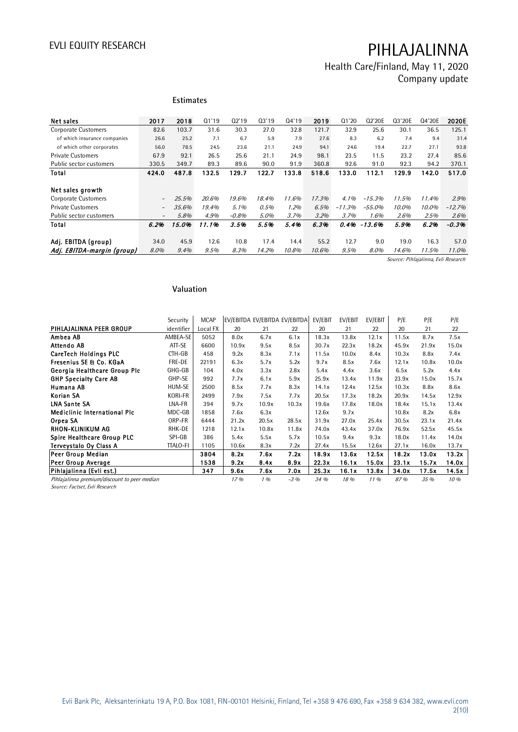## Estimates

| Net sales | 2017 | 2018 | Q1'19 | Q2'19 | Q3'19 | Q4'19 | 2019 | Q1'20 | Q2'20E | Q3'20E | Q4'20E | 2020E |
|---|---|---|---|---|---|---|---|---|---|---|---|---|
| Corporate Customers | 82.6 | 103.7 | 31.6 | 30.3 | 27.0 | 32.8 | 121.7 | 32.9 | 25.6 | 30.1 | 36.5 | 125.1 |
| of which insurance companies | 26.6 | 25.2 | 7.1 | 6.7 | 5.9 | 7.9 | 27.6 | 8.3 | 6.2 | 7.4 | 9.4 | 31.4 |
| of which other corporates | 56.0 | 78.5 | 24.5 | 23.6 | 21.1 | 24.9 | 94.1 | 24.6 | 19.4 | 22.7 | 27.1 | 93.8 |
| Private Customers | 67.9 | 92.1 | 26.5 | 25.6 | 21.1 | 24.9 | 98.1 | 23.5 | 11.5 | 23.2 | 27.4 | 85.6 |
| Public sector customers | 330.5 | 349.7 | 89.3 | 89.6 | 90.0 | 91.9 | 360.8 | 92.6 | 91.0 | 92.3 | 94.2 | 370.1 |
| **Total** | **424.0** | **487.8** | **132.5** | **129.7** | **122.7** | **133.8** | **518.6** | **133.0** | **112.1** | **129.9** | **142.0** | **517.0** |
| **Net sales growth** | | | | | | | | | | | | |
| Corporate Customers | - | *25.5%* | *20.6%* | *19.6%* | *18.4%* | *11.6%* | *17.3%* | *4.1%* | *-15.3%* | *11.5%* | *11.4%* | *2.9%* |
| Private Customers | - | *35.6%* | *19.4%* | *5.1%* | *0.5%* | *1.2%* | *6.5%* | *-11.3%* | *-55.0%* | *10.0%* | *10.0%* | *-12.7%* |
| Public sector customers | - | *5.8%* | *4.9%* | *-0.8%* | *5.0%* | *3.7%* | *3.2%* | *3.7%* | *1.6%* | *2.6%* | *2.5%* | *2.6%* |
| **Total** | ***6.2%*** | ***15.0%*** | ***11.1%*** | ***3.5%*** | ***5.5%*** | ***5.4%*** | ***6.3%*** | ***0.4%*** | ***-13.6%*** | ***5.9%*** | ***6.2%*** | ***-0.3%*** |
| **Adj. EBITDA (group)** | 34.0 | 45.9 | 12.6 | 10.8 | 17.4 | 14.4 | 55.2 | 12.7 | 9.0 | 19.0 | 16.3 | 57.0 |
| ***Adj. EBITDA-margin (group)*** | *8.0%* | *9.4%* | *9.5%* | *8.3%* | *14.2%* | *10.8%* | *10.6%* | *9.5%* | *8.0%* | *14.6%* | *11.5%* | *11.0%* |

*Source: Pihlajalinna, Evli Research*

## Valuation

| PIHLAJALINNA PEER GROUP | Security identifier | MCAP Local FX | EV/EBITDA 20 | EV/EBITDA 21 | EV/EBITDA 22 | EV/EBIT 20 | EV/EBIT 21 | EV/EBIT 22 | P/E 20 | P/E 21 | P/E 22 |
|---|---|---|---|---|---|---|---|---|---|---|---|
| **Ambea AB** | AMBEA-SE | 5052 | 8.0x | 6.7x | 6.1x | 18.3x | 13.8x | 12.1x | 11.5x | 8.7x | 7.5x |
| **Attendo AB** | ATT-SE | 6600 | 10.9x | 9.5x | 8.5x | 30.7x | 22.3x | 18.2x | 45.9x | 21.9x | 15.0x |
| **CareTech Holdings PLC** | CTH-GB | 458 | 9.2x | 8.3x | 7.1x | 11.5x | 10.0x | 8.4x | 10.3x | 8.8x | 7.4x |
| **Fresenius SE & Co. KGaA** | FRE-DE | 22191 | 6.3x | 5.7x | 5.2x | 9.7x | 8.5x | 7.6x | 12.1x | 10.8x | 10.0x |
| **Georgia Healthcare Group Plc** | GHG-GB | 104 | 4.0x | 3.3x | 2.8x | 5.4x | 4.4x | 3.6x | 6.5x | 5.2x | 4.4x |
| **GHP Specialty Care AB** | GHP-SE | 992 | 7.7x | 6.1x | 5.9x | 25.9x | 13.4x | 11.9x | 23.9x | 15.0x | 15.7x |
| **Humana AB** | HUM-SE | 2500 | 8.5x | 7.7x | 8.3x | 14.1x | 12.4x | 12.5x | 10.3x | 8.8x | 8.6x |
| **Korian SA** | KORI-FR | 2499 | 7.9x | 7.5x | 7.7x | 20.5x | 17.3x | 18.2x | 20.9x | 14.5x | 12.9x |
| **LNA Sante SA** | LNA-FR | 394 | 9.7x | 10.9x | 10.3x | 19.6x | 17.8x | 18.0x | 18.4x | 15.1x | 13.4x |
| **Mediclinic International Plc** | MDC-GB | 1858 | 7.6x | 6.3x | | 12.6x | 9.7x | | 10.8x | 8.2x | 6.8x |
| **Orpea SA** | ORP-FR | 6444 | 21.2x | 20.5x | 28.5x | 31.9x | 27.0x | 25.4x | 30.5x | 23.1x | 21.4x |
| **RHON-KLINIKUM AG** | RHK-DE | 1218 | 12.1x | 10.8x | 11.8x | 74.0x | 43.4x | 37.0x | 76.9x | 52.5x | 45.5x |
| **Spire Healthcare Group PLC** | SPI-GB | 386 | 5.4x | 5.5x | 5.7x | 10.5x | 9.4x | 9.3x | 18.0x | 11.4x | 14.0x |
| **Terveystalo Oy Class A** | TTALO-FI | 1105 | 10.6x | 8.3x | 7.2x | 27.4x | 15.5x | 12.6x | 27.1x | 16.0x | 13.7x |
| **Peer Group Median** | | **3804** | **8.2x** | **7.6x** | **7.2x** | **18.9x** | **13.6x** | **12.5x** | **18.2x** | **13.0x** | **13.2x** |
| **Peer Group Average** | | **1538** | **9.2x** | **8.4x** | **8.9x** | **22.3x** | **16.1x** | **15.0x** | **23.1x** | **15.7x** | **14.0x** |
| **Pihlajalinna (Evli est.)** | | **347** | **9.6x** | **7.6x** | **7.0x** | **25.3x** | **16.1x** | **13.8x** | **34.0x** | **17.5x** | **14.5x** |
| *Pihlajalinna premium/discount to peer median* | | | *17 %* | *1 %* | *-3 %* | *34 %* | *18 %* | *11 %* | *87 %* | *35 %* | *10 %* |

*Source: Factset, Evli Research*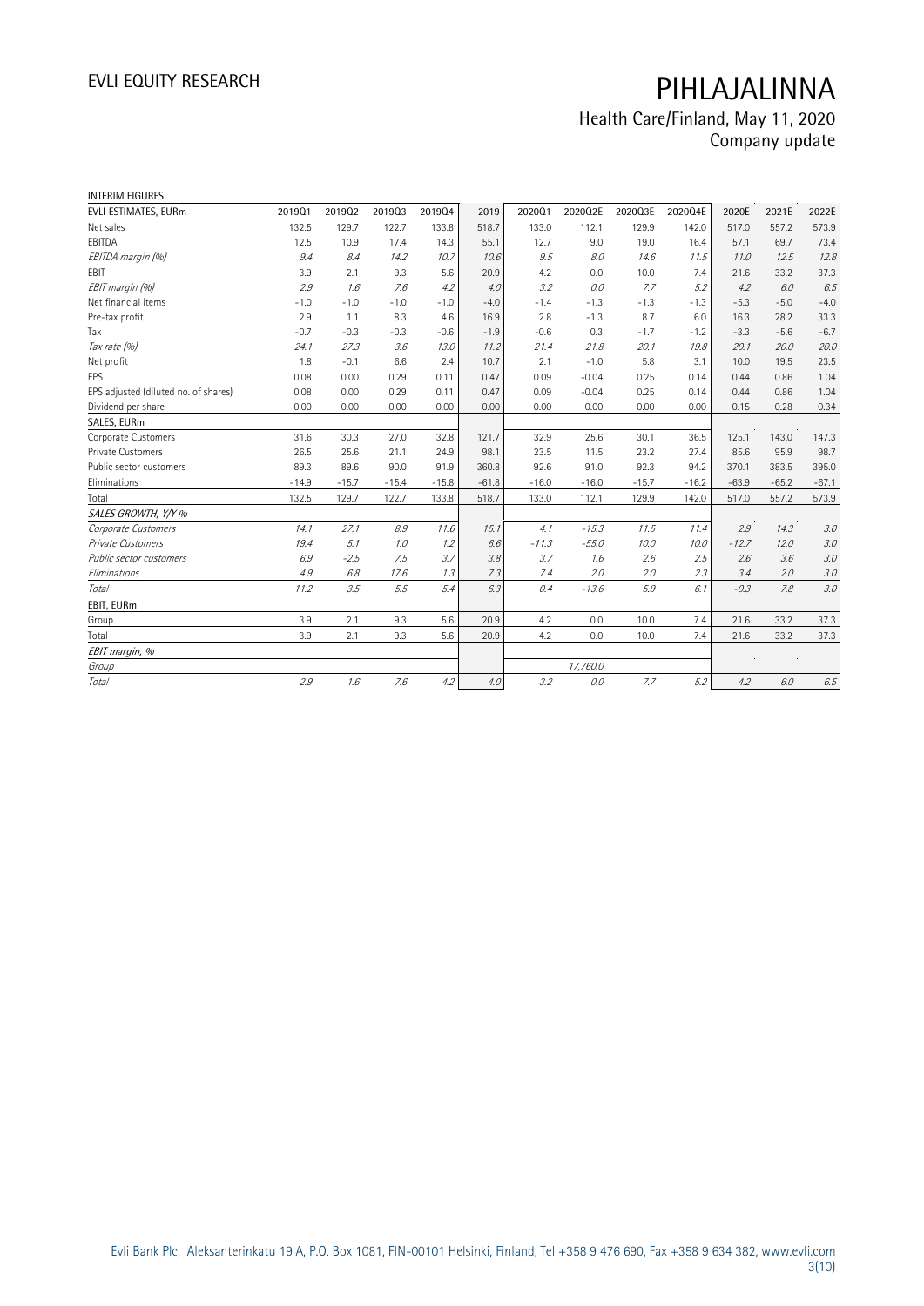INTERIM FIGURES

| EVLI ESTIMATES, EURm | 2019Q1 | 2019Q2 | 2019Q3 | 2019Q4 | 2019 | 2020Q1 | 2020Q2E | 2020Q3E | 2020Q4E | 2020E | 2021E | 2022E |
|---|---|---|---|---|---|---|---|---|---|---|---|---|
| Net sales | 132.5 | 129.7 | 122.7 | 133.8 | 518.7 | 133.0 | 112.1 | 129.9 | 142.0 | 517.0 | 557.2 | 573.9 |
| EBITDA | 12.5 | 10.9 | 17.4 | 14.3 | 55.1 | 12.7 | 9.0 | 19.0 | 16.4 | 57.1 | 69.7 | 73.4 |
| *EBITDA margin (%)* | *9.4* | *8.4* | *14.2* | *10.7* | *10.6* | *9.5* | *8.0* | *14.6* | *11.5* | *11.0* | *12.5* | *12.8* |
| EBIT | 3.9 | 2.1 | 9.3 | 5.6 | 20.9 | 4.2 | 0.0 | 10.0 | 7.4 | 21.6 | 33.2 | 37.3 |
| *EBIT margin (%)* | *2.9* | *1.6* | *7.6* | *4.2* | *4.0* | *3.2* | *0.0* | *7.7* | *5.2* | *4.2* | *6.0* | *6.5* |
| Net financial items | -1.0 | -1.0 | -1.0 | -1.0 | -4.0 | -1.4 | -1.3 | -1.3 | -1.3 | -5.3 | -5.0 | -4.0 |
| Pre-tax profit | 2.9 | 1.1 | 8.3 | 4.6 | 16.9 | 2.8 | -1.3 | 8.7 | 6.0 | 16.3 | 28.2 | 33.3 |
| Tax | -0.7 | -0.3 | -0.3 | -0.6 | -1.9 | -0.6 | 0.3 | -1.7 | -1.2 | -3.3 | -5.6 | -6.7 |
| *Tax rate (%)* | *24.1* | *27.3* | *3.6* | *13.0* | *11.2* | *21.4* | *21.8* | *20.1* | *19.8* | *20.1* | *20.0* | *20.0* |
| Net profit | 1.8 | -0.1 | 6.6 | 2.4 | 10.7 | 2.1 | -1.0 | 5.8 | 3.1 | 10.0 | 19.5 | 23.5 |
| EPS | 0.08 | 0.00 | 0.29 | 0.11 | 0.47 | 0.09 | -0.04 | 0.25 | 0.14 | 0.44 | 0.86 | 1.04 |
| EPS adjusted (diluted no. of shares) | 0.08 | 0.00 | 0.29 | 0.11 | 0.47 | 0.09 | -0.04 | 0.25 | 0.14 | 0.44 | 0.86 | 1.04 |
| Dividend per share | 0.00 | 0.00 | 0.00 | 0.00 | 0.00 | 0.00 | 0.00 | 0.00 | 0.00 | 0.15 | 0.28 | 0.34 |
| **SALES, EURm** | | | | | | | | | | | | |
| Corporate Customers | 31.6 | 30.3 | 27.0 | 32.8 | 121.7 | 32.9 | 25.6 | 30.1 | 36.5 | 125.1 | 143.0 | 147.3 |
| Private Customers | 26.5 | 25.6 | 21.1 | 24.9 | 98.1 | 23.5 | 11.5 | 23.2 | 27.4 | 85.6 | 95.9 | 98.7 |
| Public sector customers | 89.3 | 89.6 | 90.0 | 91.9 | 360.8 | 92.6 | 91.0 | 92.3 | 94.2 | 370.1 | 383.5 | 395.0 |
| Eliminations | -14.9 | -15.7 | -15.4 | -15.8 | -61.8 | -16.0 | -16.0 | -15.7 | -16.2 | -63.9 | -65.2 | -67.1 |
| Total | 132.5 | 129.7 | 122.7 | 133.8 | 518.7 | 133.0 | 112.1 | 129.9 | 142.0 | 517.0 | 557.2 | 573.9 |
| *SALES GROWTH, Y/Y %* | | | | | | | | | | | | |
| *Corporate Customers* | *14.1* | *27.1* | *8.9* | *11.6* | *15.1* | *4.1* | *-15.3* | *11.5* | *11.4* | *2.9* | *14.3* | *3.0* |
| *Private Customers* | *19.4* | *5.1* | *1.0* | *1.2* | *6.6* | *-11.3* | *-55.0* | *10.0* | *10.0* | *-12.7* | *12.0* | *3.0* |
| *Public sector customers* | *6.9* | *-2.5* | *7.5* | *3.7* | *3.8* | *3.7* | *1.6* | *2.6* | *2.5* | *2.6* | *3.6* | *3.0* |
| *Eliminations* | *4.9* | *6.8* | *17.6* | *1.3* | *7.3* | *7.4* | *2.0* | *2.0* | *2.3* | *3.4* | *2.0* | *3.0* |
| *Total* | *11.2* | *3.5* | *5.5* | *5.4* | *6.3* | *0.4* | *-13.6* | *5.9* | *6.1* | *-0.3* | *7.8* | *3.0* |
| **EBIT, EURm** | | | | | | | | | | | | |
| Group | 3.9 | 2.1 | 9.3 | 5.6 | 20.9 | 4.2 | 0.0 | 10.0 | 7.4 | 21.6 | 33.2 | 37.3 |
| Total | 3.9 | 2.1 | 9.3 | 5.6 | 20.9 | 4.2 | 0.0 | 10.0 | 7.4 | 21.6 | 33.2 | 37.3 |
| *EBIT margin, %* | | | | | | | | | | | | |
| *Group* | | | | | | | *17,760.0* | | | | | |
| *Total* | *2.9* | *1.6* | *7.6* | *4.2* | *4.0* | *3.2* | *0.0* | *7.7* | *5.2* | *4.2* | *6.0* | *6.5* |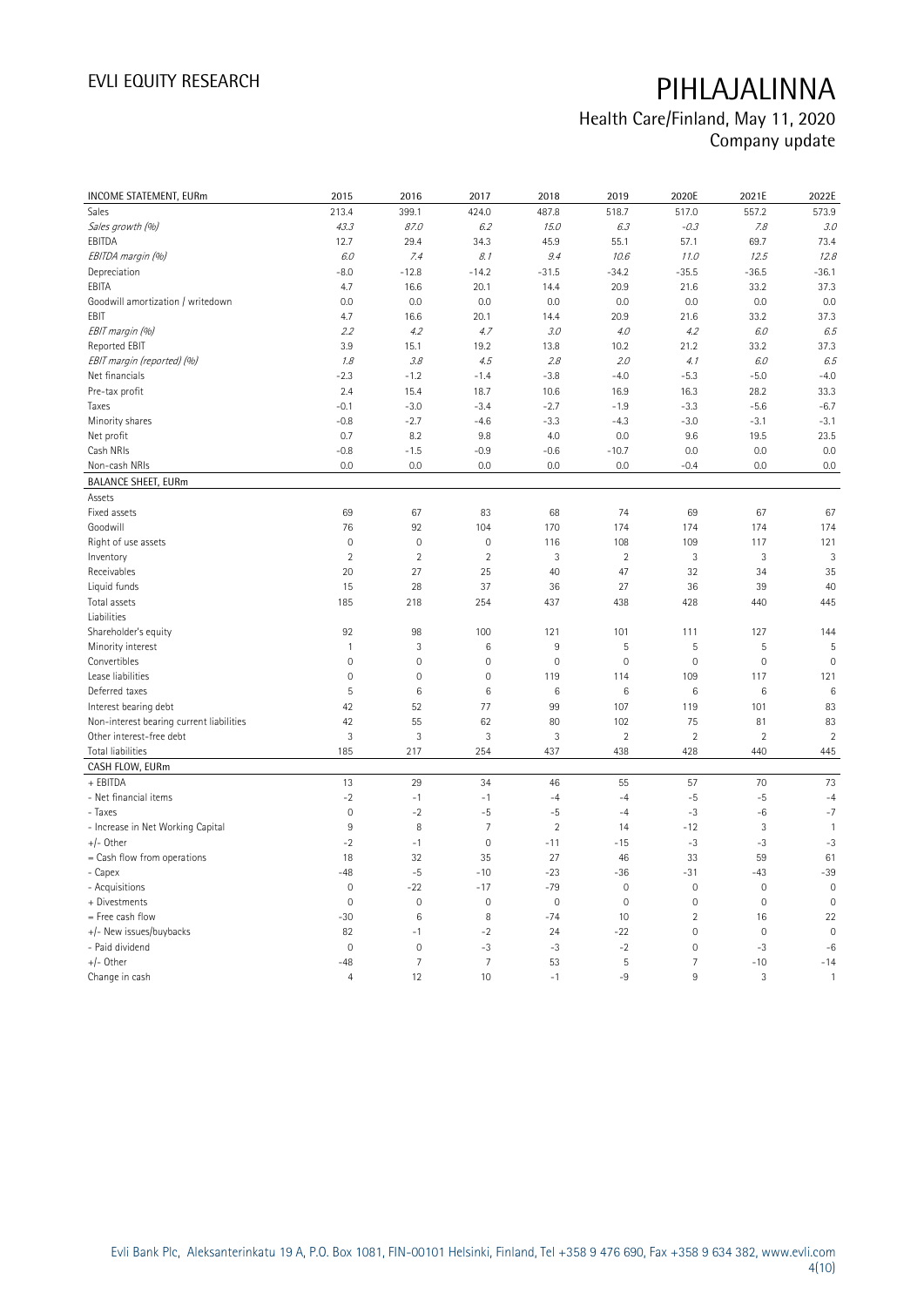| INCOME STATEMENT, EURm | 2015 | 2016 | 2017 | 2018 | 2019 | 2020E | 2021E | 2022E |
|---|---|---|---|---|---|---|---|---|
| Sales | 213.4 | 399.1 | 424.0 | 487.8 | 518.7 | 517.0 | 557.2 | 573.9 |
| *Sales growth (%)* | *43.3* | *87.0* | *6.2* | *15.0* | *6.3* | *-0.3* | *7.8* | *3.0* |
| EBITDA | 12.7 | 29.4 | 34.3 | 45.9 | 55.1 | 57.1 | 69.7 | 73.4 |
| *EBITDA margin (%)* | *6.0* | *7.4* | *8.1* | *9.4* | *10.6* | *11.0* | *12.5* | *12.8* |
| Depreciation | -8.0 | -12.8 | -14.2 | -31.5 | -34.2 | -35.5 | -36.5 | -36.1 |
| EBITA | 4.7 | 16.6 | 20.1 | 14.4 | 20.9 | 21.6 | 33.2 | 37.3 |
| Goodwill amortization / writedown | 0.0 | 0.0 | 0.0 | 0.0 | 0.0 | 0.0 | 0.0 | 0.0 |
| EBIT | 4.7 | 16.6 | 20.1 | 14.4 | 20.9 | 21.6 | 33.2 | 37.3 |
| *EBIT margin (%)* | *2.2* | *4.2* | *4.7* | *3.0* | *4.0* | *4.2* | *6.0* | *6.5* |
| Reported EBIT | 3.9 | 15.1 | 19.2 | 13.8 | 10.2 | 21.2 | 33.2 | 37.3 |
| *EBIT margin (reported) (%)* | *1.8* | *3.8* | *4.5* | *2.8* | *2.0* | *4.1* | *6.0* | *6.5* |
| Net financials | -2.3 | -1.2 | -1.4 | -3.8 | -4.0 | -5.3 | -5.0 | -4.0 |
| Pre-tax profit | 2.4 | 15.4 | 18.7 | 10.6 | 16.9 | 16.3 | 28.2 | 33.3 |
| Taxes | -0.1 | -3.0 | -3.4 | -2.7 | -1.9 | -3.3 | -5.6 | -6.7 |
| Minority shares | -0.8 | -2.7 | -4.6 | -3.3 | -4.3 | -3.0 | -3.1 | -3.1 |
| Net profit | 0.7 | 8.2 | 9.8 | 4.0 | 0.0 | 9.6 | 19.5 | 23.5 |
| Cash NRIs | -0.8 | -1.5 | -0.9 | -0.6 | -10.7 | 0.0 | 0.0 | 0.0 |
| Non-cash NRIs | 0.0 | 0.0 | 0.0 | 0.0 | 0.0 | -0.4 | 0.0 | 0.0 |
| **BALANCE SHEET, EURm** | | | | | | | | |
| Assets | | | | | | | | |
| Fixed assets | 69 | 67 | 83 | 68 | 74 | 69 | 67 | 67 |
| Goodwill | 76 | 92 | 104 | 170 | 174 | 174 | 174 | 174 |
| Right of use assets | 0 | 0 | 0 | 116 | 108 | 109 | 117 | 121 |
| Inventory | 2 | 2 | 2 | 3 | 2 | 3 | 3 | 3 |
| Receivables | 20 | 27 | 25 | 40 | 47 | 32 | 34 | 35 |
| Liquid funds | 15 | 28 | 37 | 36 | 27 | 36 | 39 | 40 |
| Total assets | 185 | 218 | 254 | 437 | 438 | 428 | 440 | 445 |
| Liabilities | | | | | | | | |
| Shareholder's equity | 92 | 98 | 100 | 121 | 101 | 111 | 127 | 144 |
| Minority interest | 1 | 3 | 6 | 9 | 5 | 5 | 5 | 5 |
| Convertibles | 0 | 0 | 0 | 0 | 0 | 0 | 0 | 0 |
| Lease liabilities | 0 | 0 | 0 | 119 | 114 | 109 | 117 | 121 |
| Deferred taxes | 5 | 6 | 6 | 6 | 6 | 6 | 6 | 6 |
| Interest bearing debt | 42 | 52 | 77 | 99 | 107 | 119 | 101 | 83 |
| Non-interest bearing current liabilities | 42 | 55 | 62 | 80 | 102 | 75 | 81 | 83 |
| Other interest-free debt | 3 | 3 | 3 | 3 | 2 | 2 | 2 | 2 |
| Total liabilities | 185 | 217 | 254 | 437 | 438 | 428 | 440 | 445 |
| **CASH FLOW, EURm** | | | | | | | | |
| + EBITDA | 13 | 29 | 34 | 46 | 55 | 57 | 70 | 73 |
| - Net financial items | -2 | -1 | -1 | -4 | -4 | -5 | -5 | -4 |
| - Taxes | 0 | -2 | -5 | -5 | -4 | -3 | -6 | -7 |
| - Increase in Net Working Capital | 9 | 8 | 7 | 2 | 14 | -12 | 3 | 1 |
| +/- Other | -2 | -1 | 0 | -11 | -15 | -3 | -3 | -3 |
| = Cash flow from operations | 18 | 32 | 35 | 27 | 46 | 33 | 59 | 61 |
| - Capex | -48 | -5 | -10 | -23 | -36 | -31 | -43 | -39 |
| - Acquisitions | 0 | -22 | -17 | -79 | 0 | 0 | 0 | 0 |
| + Divestments | 0 | 0 | 0 | 0 | 0 | 0 | 0 | 0 |
| = Free cash flow | -30 | 6 | 8 | -74 | 10 | 2 | 16 | 22 |
| +/- New issues/buybacks | 82 | -1 | -2 | 24 | -22 | 0 | 0 | 0 |
| - Paid dividend | 0 | 0 | -3 | -3 | -2 | 0 | -3 | -6 |
| +/- Other | -48 | 7 | 7 | 53 | 5 | 7 | -10 | -14 |
| Change in cash | 4 | 12 | 10 | -1 | -9 | 9 | 3 | 1 |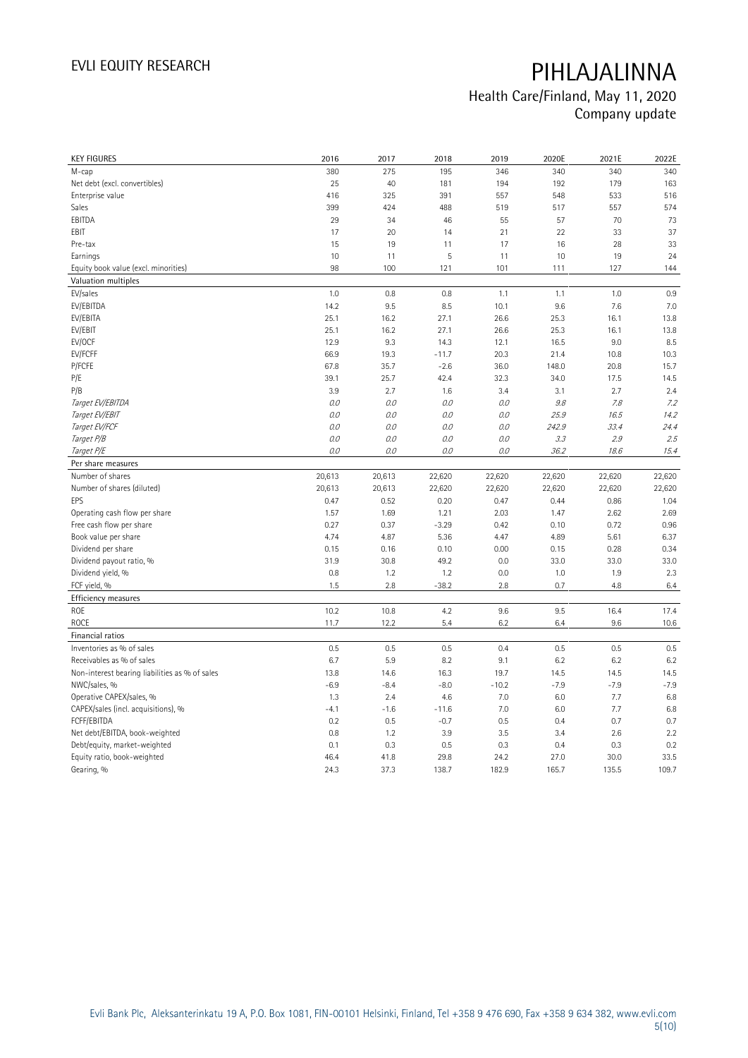# PIHLAJALINNA

Health Care/Finland, May 11, 2020

Company update

| KEY FIGURES | 2016 | 2017 | 2018 | 2019 | 2020E | 2021E | 2022E |
|---|---|---|---|---|---|---|---|
| M-cap | 380 | 275 | 195 | 346 | 340 | 340 | 340 |
| Net debt (excl. convertibles) | 25 | 40 | 181 | 194 | 192 | 179 | 163 |
| Enterprise value | 416 | 325 | 391 | 557 | 548 | 533 | 516 |
| Sales | 399 | 424 | 488 | 519 | 517 | 557 | 574 |
| EBITDA | 29 | 34 | 46 | 55 | 57 | 70 | 73 |
| EBIT | 17 | 20 | 14 | 21 | 22 | 33 | 37 |
| Pre-tax | 15 | 19 | 11 | 17 | 16 | 28 | 33 |
| Earnings | 10 | 11 | 5 | 11 | 10 | 19 | 24 |
| Equity book value (excl. minorities) | 98 | 100 | 121 | 101 | 111 | 127 | 144 |
| **Valuation multiples** | | | | | | | |
| EV/sales | 1.0 | 0.8 | 0.8 | 1.1 | 1.1 | 1.0 | 0.9 |
| EV/EBITDA | 14.2 | 9.5 | 8.5 | 10.1 | 9.6 | 7.6 | 7.0 |
| EV/EBITA | 25.1 | 16.2 | 27.1 | 26.6 | 25.3 | 16.1 | 13.8 |
| EV/EBIT | 25.1 | 16.2 | 27.1 | 26.6 | 25.3 | 16.1 | 13.8 |
| EV/OCF | 12.9 | 9.3 | 14.3 | 12.1 | 16.5 | 9.0 | 8.5 |
| EV/FCFF | 66.9 | 19.3 | -11.7 | 20.3 | 21.4 | 10.8 | 10.3 |
| P/FCFE | 67.8 | 35.7 | -2.6 | 36.0 | 148.0 | 20.8 | 15.7 |
| P/E | 39.1 | 25.7 | 42.4 | 32.3 | 34.0 | 17.5 | 14.5 |
| P/B | 3.9 | 2.7 | 1.6 | 3.4 | 3.1 | 2.7 | 2.4 |
| *Target EV/EBITDA* | *0.0* | *0.0* | *0.0* | *0.0* | *9.8* | *7.8* | *7.2* |
| *Target EV/EBIT* | *0.0* | *0.0* | *0.0* | *0.0* | *25.9* | *16.5* | *14.2* |
| *Target EV/FCF* | *0.0* | *0.0* | *0.0* | *0.0* | *242.9* | *33.4* | *24.4* |
| *Target P/B* | *0.0* | *0.0* | *0.0* | *0.0* | *3.3* | *2.9* | *2.5* |
| *Target P/E* | *0.0* | *0.0* | *0.0* | *0.0* | *36.2* | *18.6* | *15.4* |
| **Per share measures** | | | | | | | |
| Number of shares | 20,613 | 20,613 | 22,620 | 22,620 | 22,620 | 22,620 | 22,620 |
| Number of shares (diluted) | 20,613 | 20,613 | 22,620 | 22,620 | 22,620 | 22,620 | 22,620 |
| EPS | 0.47 | 0.52 | 0.20 | 0.47 | 0.44 | 0.86 | 1.04 |
| Operating cash flow per share | 1.57 | 1.69 | 1.21 | 2.03 | 1.47 | 2.62 | 2.69 |
| Free cash flow per share | 0.27 | 0.37 | -3.29 | 0.42 | 0.10 | 0.72 | 0.96 |
| Book value per share | 4.74 | 4.87 | 5.36 | 4.47 | 4.89 | 5.61 | 6.37 |
| Dividend per share | 0.15 | 0.16 | 0.10 | 0.00 | 0.15 | 0.28 | 0.34 |
| Dividend payout ratio, % | 31.9 | 30.8 | 49.2 | 0.0 | 33.0 | 33.0 | 33.0 |
| Dividend yield, % | 0.8 | 1.2 | 1.2 | 0.0 | 1.0 | 1.9 | 2.3 |
| FCF yield, % | 1.5 | 2.8 | -38.2 | 2.8 | 0.7 | 4.8 | 6.4 |
| **Efficiency measures** | | | | | | | |
| ROE | 10.2 | 10.8 | 4.2 | 9.6 | 9.5 | 16.4 | 17.4 |
| ROCE | 11.7 | 12.2 | 5.4 | 6.2 | 6.4 | 9.6 | 10.6 |
| **Financial ratios** | | | | | | | |
| Inventories as % of sales | 0.5 | 0.5 | 0.5 | 0.4 | 0.5 | 0.5 | 0.5 |
| Receivables as % of sales | 6.7 | 5.9 | 8.2 | 9.1 | 6.2 | 6.2 | 6.2 |
| Non-interest bearing liabilities as % of sales | 13.8 | 14.6 | 16.3 | 19.7 | 14.5 | 14.5 | 14.5 |
| NWC/sales, % | -6.9 | -8.4 | -8.0 | -10.2 | -7.9 | -7.9 | -7.9 |
| Operative CAPEX/sales, % | 1.3 | 2.4 | 4.6 | 7.0 | 6.0 | 7.7 | 6.8 |
| CAPEX/sales (incl. acquisitions), % | -4.1 | -1.6 | -11.6 | 7.0 | 6.0 | 7.7 | 6.8 |
| FCFF/EBITDA | 0.2 | 0.5 | -0.7 | 0.5 | 0.4 | 0.7 | 0.7 |
| Net debt/EBITDA, book-weighted | 0.8 | 1.2 | 3.9 | 3.5 | 3.4 | 2.6 | 2.2 |
| Debt/equity, market-weighted | 0.1 | 0.3 | 0.5 | 0.3 | 0.4 | 0.3 | 0.2 |
| Equity ratio, book-weighted | 46.4 | 41.8 | 29.8 | 24.2 | 27.0 | 30.0 | 33.5 |
| Gearing, % | 24.3 | 37.3 | 138.7 | 182.9 | 165.7 | 135.5 | 109.7 |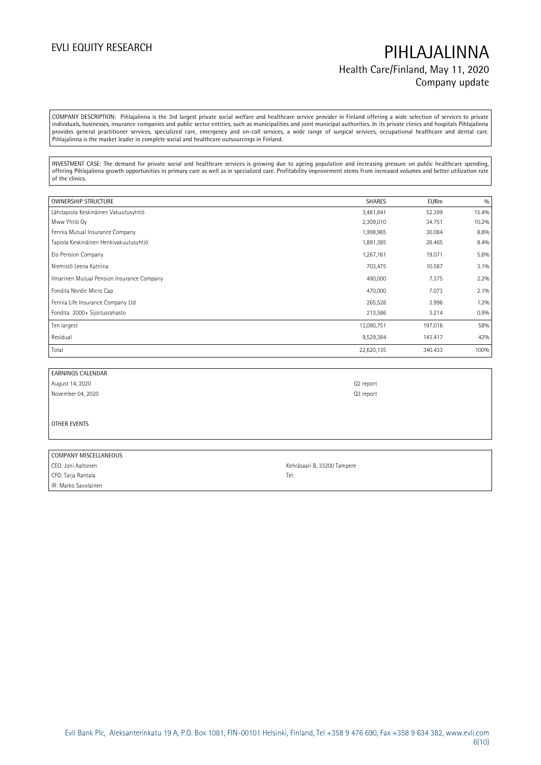COMPANY DESCRIPTION: Pihlajalinna is the 3rd largest private social welfare and healthcare service provider in Finland offering a wide selection of services to private individuals, businesses, insurance companies and public sector entities, such as municipalities and joint municipal authorities. In its private clinics and hospitals Pihlajalinna provides general practitioner services, specialized care, emergency and on-call services, a wide range of surgical services, occupational healthcare and dental care. Pihlajalinna is the market leader in complete social and healthcare outsourcings in Finland.

INVESTMENT CASE: The demand for private social and healthcare services is growing due to ageing population and increasing pressure on public healthcare spending, offering Pihlajalinna growth opportunities in primary care as well as in specialized care. Profitability improvement stems from increased volumes and better utilization rate of the clinics.

| OWNERSHIP STRUCTURE | SHARES | EURm | % |
|---|---|---|---|
| Lähitapiola Keskinäinen Vakuutusyhtiö | 3,481,641 | 52.399 | 15.4% |
| Mww Yhtiö Oy | 2,309,010 | 34.751 | 10.2% |
| Fennia Mutual Insurance Company | 1,998,965 | 30.084 | 8.8% |
| Tapiola Keskinäinen Henkivakuutusyhtiö | 1,891,385 | 28.465 | 8.4% |
| Elo Pension Company | 1,267,161 | 19.071 | 5.6% |
| Niemistö Leena Katriina | 703,475 | 10.587 | 3.1% |
| Ilmarinen Mutual Pension Insurance Company | 490,000 | 7.375 | 2.2% |
| Fondita Nordic Micro Cap | 470,000 | 7.073 | 2.1% |
| Fennia Life Insurance Company Ltd | 265,528 | 3.996 | 1.2% |
| Fondita 2000+ Sijoitusrahasto | 213,586 | 3.214 | 0.9% |
| Ten largest | 13,090,751 | 197.016 | 58% |
| Residual | 9,529,384 | 143.417 | 42% |
| Total | 22,620,135 | 340.433 | 100% |

| EARNINGS CALENDAR | |
|---|---|
| August 14, 2020 | Q2 report |
| November 04, 2020 | Q3 report |

OTHER EVENTS

| COMPANY MISCELLANEOUS | |
|---|---|
| CEO: Joni Aaltonen | Kehräsaari B, 33200 Tampere |
| CFO: Tarja Rantala | Tel: |
| IR: Marko Savolainen | |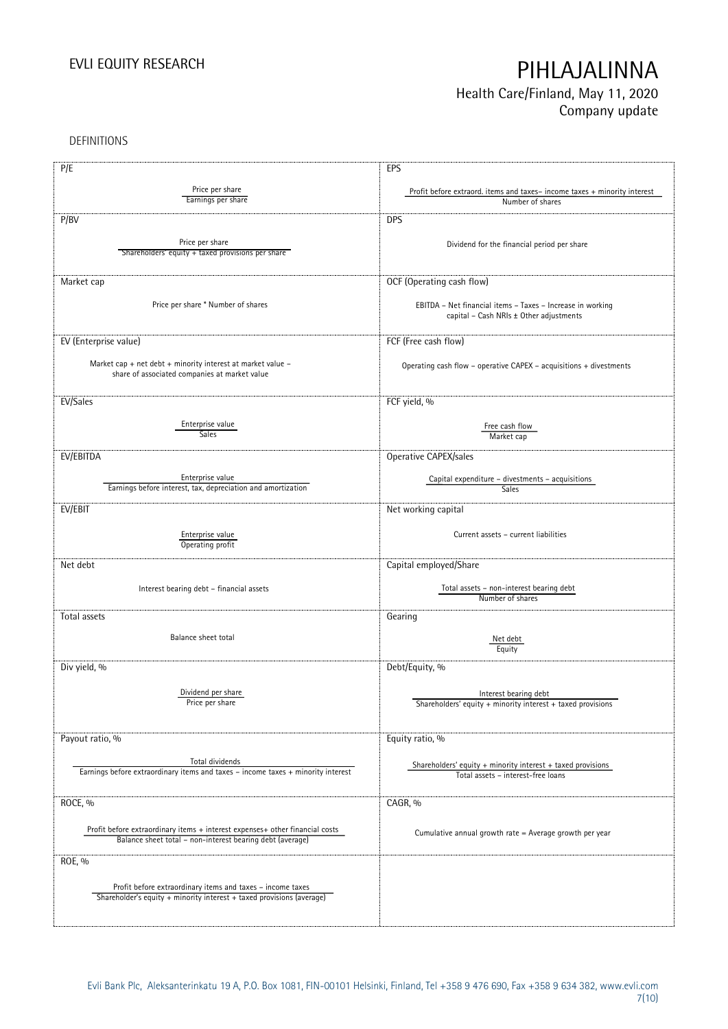## DEFINITIONS

| | |
|---|---|
| **P/E**<br><br>$\frac{\text{Price per share}}{\text{Earnings per share}}$ | **EPS**<br><br>$\frac{\text{Profit before extraord. items and taxes} - \text{income taxes} + \text{minority interest}}{\text{Number of shares}}$ |
| **P/BV**<br><br>$\frac{\text{Price per share}}{\text{Shareholders' equity} + \text{taxed provisions per share}}$ | **DPS**<br><br>Dividend for the financial period per share |
| **Market cap**<br><br>Price per share * Number of shares | **OCF (Operating cash flow)**<br><br>EBITDA – Net financial items – Taxes – Increase in working capital – Cash NRIs ± Other adjustments |
| **EV (Enterprise value)**<br><br>Market cap + net debt + minority interest at market value – share of associated companies at market value | **FCF (Free cash flow)**<br><br>Operating cash flow – operative CAPEX – acquisitions + divestments |
| **EV/Sales**<br><br>$\frac{\text{Enterprise value}}{\text{Sales}}$ | **FCF yield, %**<br><br>$\frac{\text{Free cash flow}}{\text{Market cap}}$ |
| **EV/EBITDA**<br><br>$\frac{\text{Enterprise value}}{\text{Earnings before interest, tax, depreciation and amortization}}$ | **Operative CAPEX/sales**<br><br>$\frac{\text{Capital expenditure} - \text{divestments} - \text{acquisitions}}{\text{Sales}}$ |
| **EV/EBIT**<br><br>$\frac{\text{Enterprise value}}{\text{Operating profit}}$ | **Net working capital**<br><br>Current assets – current liabilities |
| **Net debt**<br><br>Interest bearing debt – financial assets | **Capital employed/Share**<br><br>$\frac{\text{Total assets} - \text{non-interest bearing debt}}{\text{Number of shares}}$ |
| **Total assets**<br><br>Balance sheet total | **Gearing**<br><br>$\frac{\text{Net debt}}{\text{Equity}}$ |
| **Div yield, %**<br><br>$\frac{\text{Dividend per share}}{\text{Price per share}}$ | **Debt/Equity, %**<br><br>$\frac{\text{Interest bearing debt}}{\text{Shareholders' equity} + \text{minority interest} + \text{taxed provisions}}$ |
| **Payout ratio, %**<br><br>$\frac{\text{Total dividends}}{\text{Earnings before extraordinary items and taxes} - \text{income taxes} + \text{minority interest}}$ | **Equity ratio, %**<br><br>$\frac{\text{Shareholders' equity} + \text{minority interest} + \text{taxed provisions}}{\text{Total assets} - \text{interest-free loans}}$ |
| **ROCE, %**<br><br>$\frac{\text{Profit before extraordinary items} + \text{interest expenses} + \text{other financial costs}}{\text{Balance sheet total} - \text{non-interest bearing debt (average)}}$ | **CAGR, %**<br><br>Cumulative annual growth rate = Average growth per year |
| **ROE, %**<br><br>$\frac{\text{Profit before extraordinary items and taxes} - \text{income taxes}}{\text{Shareholder's equity} + \text{minority interest} + \text{taxed provisions (average)}}$ | |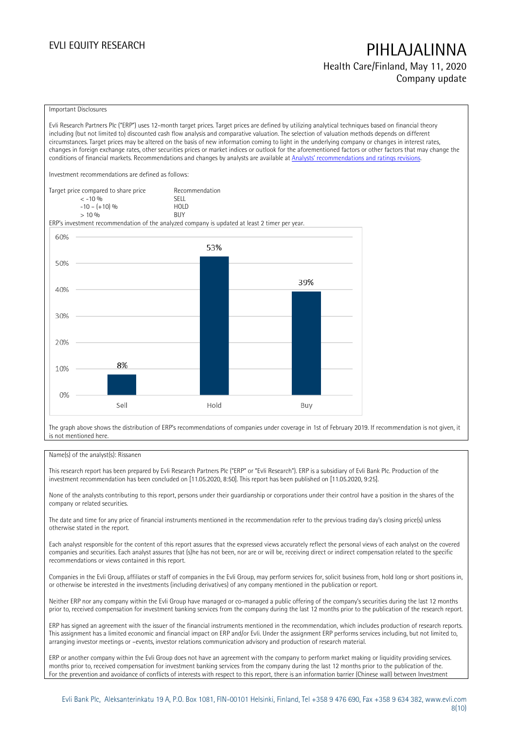Important Disclosures

Evli Research Partners Plc ("ERP") uses 12-month target prices. Target prices are defined by utilizing analytical techniques based on financial theory including (but not limited to) discounted cash flow analysis and comparative valuation. The selection of valuation methods depends on different circumstances. Target prices may be altered on the basis of new information coming to light in the underlying company or changes in interest rates, changes in foreign exchange rates, other securities prices or market indices or outlook for the aforementioned factors or other factors that may change the conditions of financial markets. Recommendations and changes by analysts are available at [Analysts' recommendations and ratings revisions](Analysts' recommendations and ratings revisions).

Investment recommendations are defined as follows:

| Target price compared to share price | Recommendation |
|---|---|
| < -10 % | SELL |
| -10 – (+10) % | HOLD |
| > 10 % | BUY |

ERP's investment recommendation of the analyzed company is updated at least 2 timer per year.

| | Sell | Hold | Buy |
|---|---|---|---|
| Share of recommendations | 8% | 53% | 39% |

The graph above shows the distribution of ERP's recommendations of companies under coverage in 1st of February 2019. If recommendation is not given, it is not mentioned here.

Name(s) of the analyst(s): Rissanen

This research report has been prepared by Evli Research Partners Plc ("ERP" or "Evli Research"). ERP is a subsidiary of Evli Bank Plc. Production of the investment recommendation has been concluded on [11.05.2020, 8:50]. This report has been published on [11.05.2020, 9:25].

None of the analysts contributing to this report, persons under their guardianship or corporations under their control have a position in the shares of the company or related securities.

The date and time for any price of financial instruments mentioned in the recommendation refer to the previous trading day's closing price(s) unless otherwise stated in the report.

Each analyst responsible for the content of this report assures that the expressed views accurately reflect the personal views of each analyst on the covered companies and securities. Each analyst assures that (s)he has not been, nor are or will be, receiving direct or indirect compensation related to the specific recommendations or views contained in this report.

Companies in the Evli Group, affiliates or staff of companies in the Evli Group, may perform services for, solicit business from, hold long or short positions in, or otherwise be interested in the investments (including derivatives) of any company mentioned in the publication or report.

Neither ERP nor any company within the Evli Group have managed or co-managed a public offering of the company's securities during the last 12 months prior to, received compensation for investment banking services from the company during the last 12 months prior to the publication of the research report.

ERP has signed an agreement with the issuer of the financial instruments mentioned in the recommendation, which includes production of research reports. This assignment has a limited economic and financial impact on ERP and/or Evli. Under the assignment ERP performs services including, but not limited to, arranging investor meetings or –events, investor relations communication advisory and production of research material.

ERP or another company within the Evli Group does not have an agreement with the company to perform market making or liquidity providing services. months prior to, received compensation for investment banking services from the company during the last 12 months prior to the publication of the.
For the prevention and avoidance of conflicts of interests with respect to this report, there is an information barrier (Chinese wall) between Investment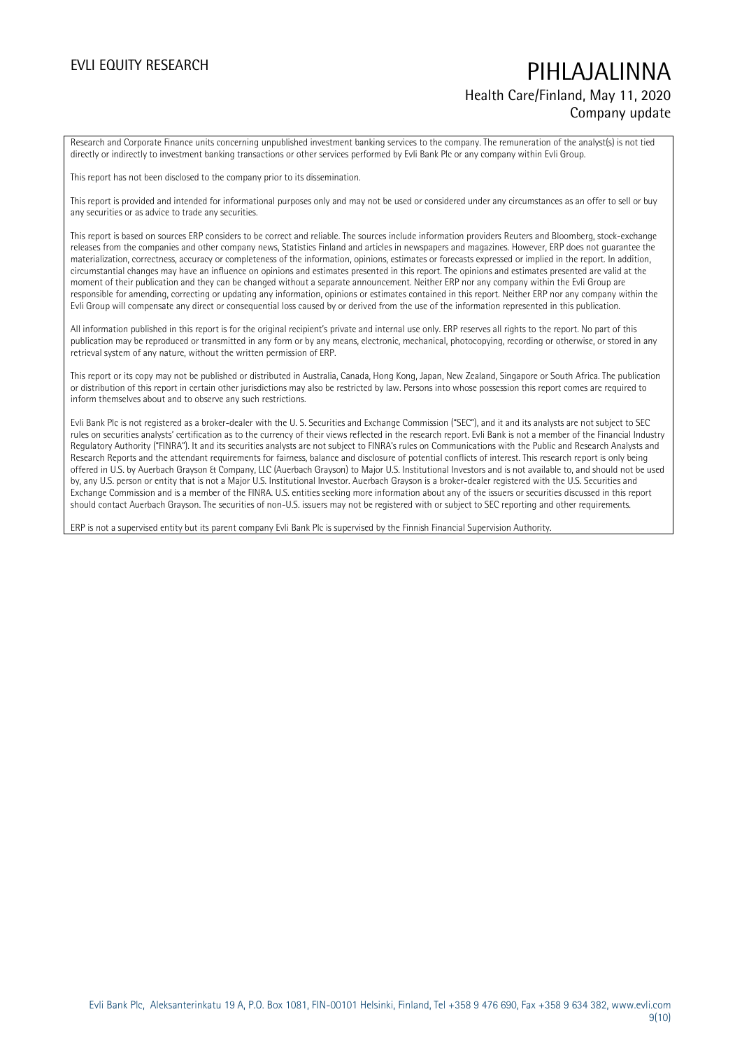Research and Corporate Finance units concerning unpublished investment banking services to the company. The remuneration of the analyst(s) is not tied directly or indirectly to investment banking transactions or other services performed by Evli Bank Plc or any company within Evli Group.

This report has not been disclosed to the company prior to its dissemination.

This report is provided and intended for informational purposes only and may not be used or considered under any circumstances as an offer to sell or buy any securities or as advice to trade any securities.

This report is based on sources ERP considers to be correct and reliable. The sources include information providers Reuters and Bloomberg, stock-exchange releases from the companies and other company news, Statistics Finland and articles in newspapers and magazines. However, ERP does not guarantee the materialization, correctness, accuracy or completeness of the information, opinions, estimates or forecasts expressed or implied in the report. In addition, circumstantial changes may have an influence on opinions and estimates presented in this report. The opinions and estimates presented are valid at the moment of their publication and they can be changed without a separate announcement. Neither ERP nor any company within the Evli Group are responsible for amending, correcting or updating any information, opinions or estimates contained in this report. Neither ERP nor any company within the Evli Group will compensate any direct or consequential loss caused by or derived from the use of the information represented in this publication.

All information published in this report is for the original recipient's private and internal use only. ERP reserves all rights to the report. No part of this publication may be reproduced or transmitted in any form or by any means, electronic, mechanical, photocopying, recording or otherwise, or stored in any retrieval system of any nature, without the written permission of ERP.

This report or its copy may not be published or distributed in Australia, Canada, Hong Kong, Japan, New Zealand, Singapore or South Africa. The publication or distribution of this report in certain other jurisdictions may also be restricted by law. Persons into whose possession this report comes are required to inform themselves about and to observe any such restrictions.

Evli Bank Plc is not registered as a broker-dealer with the U. S. Securities and Exchange Commission ("SEC"), and it and its analysts are not subject to SEC rules on securities analysts' certification as to the currency of their views reflected in the research report. Evli Bank is not a member of the Financial Industry Regulatory Authority ("FINRA"). It and its securities analysts are not subject to FINRA's rules on Communications with the Public and Research Analysts and Research Reports and the attendant requirements for fairness, balance and disclosure of potential conflicts of interest. This research report is only being offered in U.S. by Auerbach Grayson & Company, LLC (Auerbach Grayson) to Major U.S. Institutional Investors and is not available to, and should not be used by, any U.S. person or entity that is not a Major U.S. Institutional Investor. Auerbach Grayson is a broker-dealer registered with the U.S. Securities and Exchange Commission and is a member of the FINRA. U.S. entities seeking more information about any of the issuers or securities discussed in this report should contact Auerbach Grayson. The securities of non-U.S. issuers may not be registered with or subject to SEC reporting and other requirements.

ERP is not a supervised entity but its parent company Evli Bank Plc is supervised by the Finnish Financial Supervision Authority.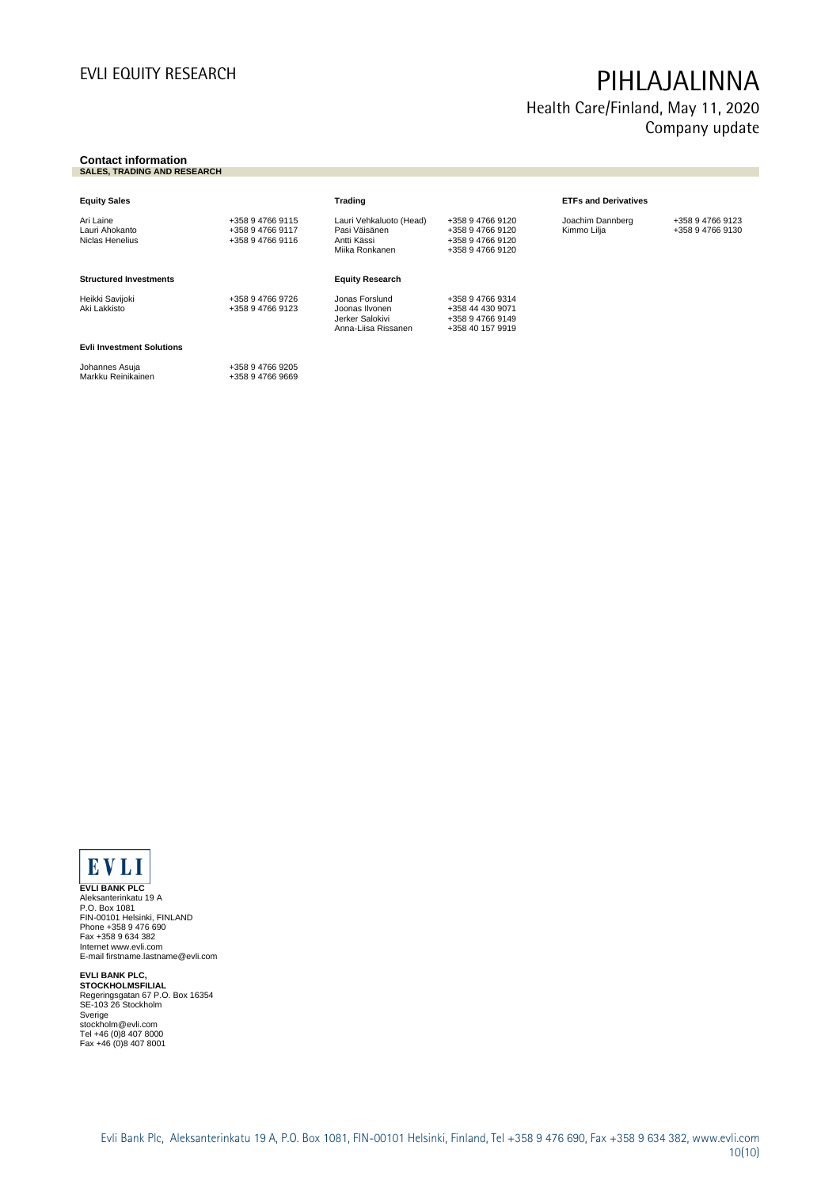# Contact information

**SALES, TRADING AND RESEARCH**

| | | | | | |
|---|---|---|---|---|---|
| **Equity Sales** | | **Trading** | | **ETFs and Derivatives** | |
| Ari Laine | +358 9 4766 9115 | Lauri Vehkaluoto (Head) | +358 9 4766 9120 | Joachim Dannberg | +358 9 4766 9123 |
| Lauri Ahokanto | +358 9 4766 9117 | Pasi Väisänen | +358 9 4766 9120 | Kimmo Lilja | +358 9 4766 9130 |
| Niclas Henelius | +358 9 4766 9116 | Antti Kässi | +358 9 4766 9120 | | |
| | | Miika Ronkanen | +358 9 4766 9120 | | |
| **Structured Investments** | | **Equity Research** | | | |
| Heikki Savijoki | +358 9 4766 9726 | Jonas Forslund | +358 9 4766 9314 | | |
| Aki Lakkisto | +358 9 4766 9123 | Joonas Ilvonen | +358 44 430 9071 | | |
| | | Jerker Salokivi | +358 9 4766 9149 | | |
| | | Anna-Liisa Rissanen | +358 40 157 9919 | | |
| **Evli Investment Solutions** | | | | | |
| Johannes Asuja | +358 9 4766 9205 | | | | |
| Markku Reinikainen | +358 9 4766 9669 | | | | |

EVLI

**EVLI BANK PLC**
Aleksanterinkatu 19 A
P.O. Box 1081
FIN-00101 Helsinki, FINLAND
Phone +358 9 476 690
Fax +358 9 634 382
Internet www.evli.com
E-mail firstname.lastname@evli.com

**EVLI BANK PLC, STOCKHOLMSFILIAL**
Regeringsgatan 67 P.O. Box 16354
SE-103 26 Stockholm
Sverige
stockholm@evli.com
Tel +46 (0)8 407 8000
Fax +46 (0)8 407 8001